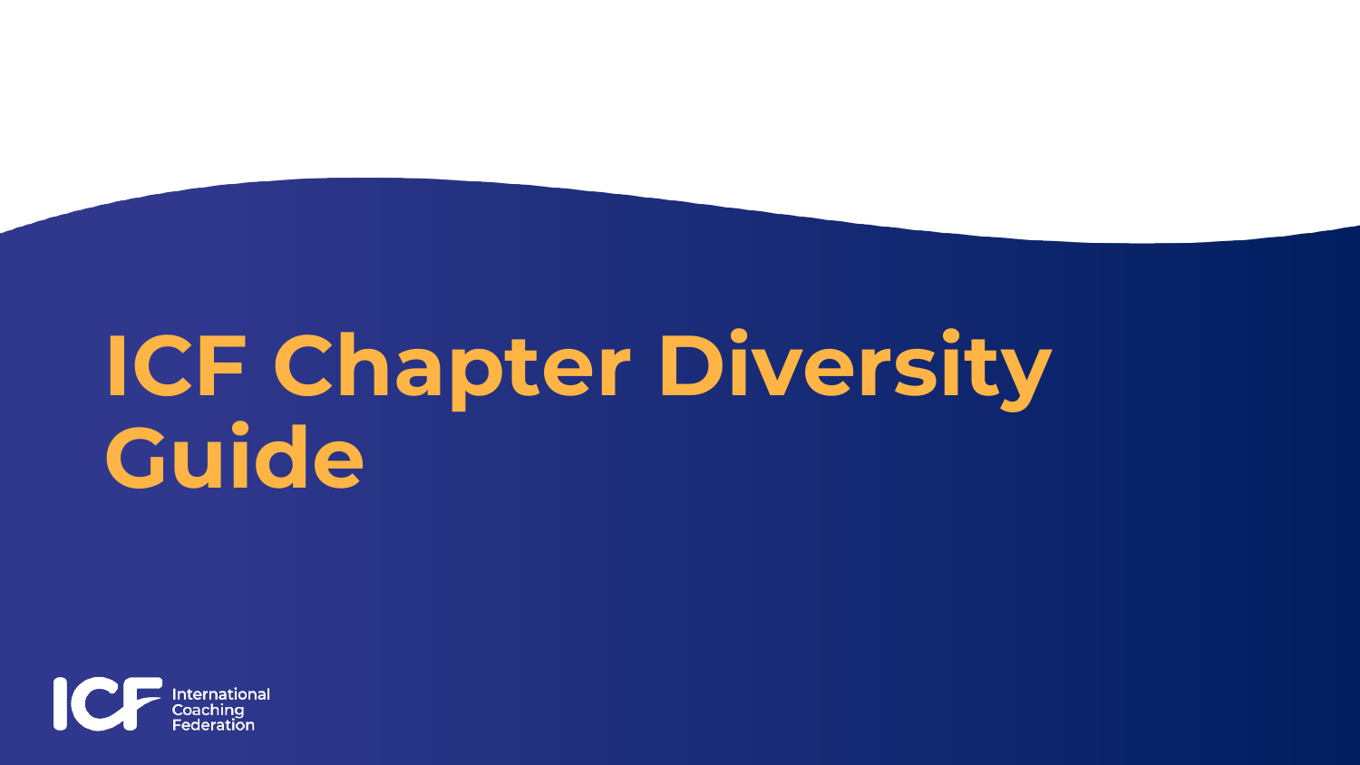# ICF Chapter Diversity Guide

International Coaching Federation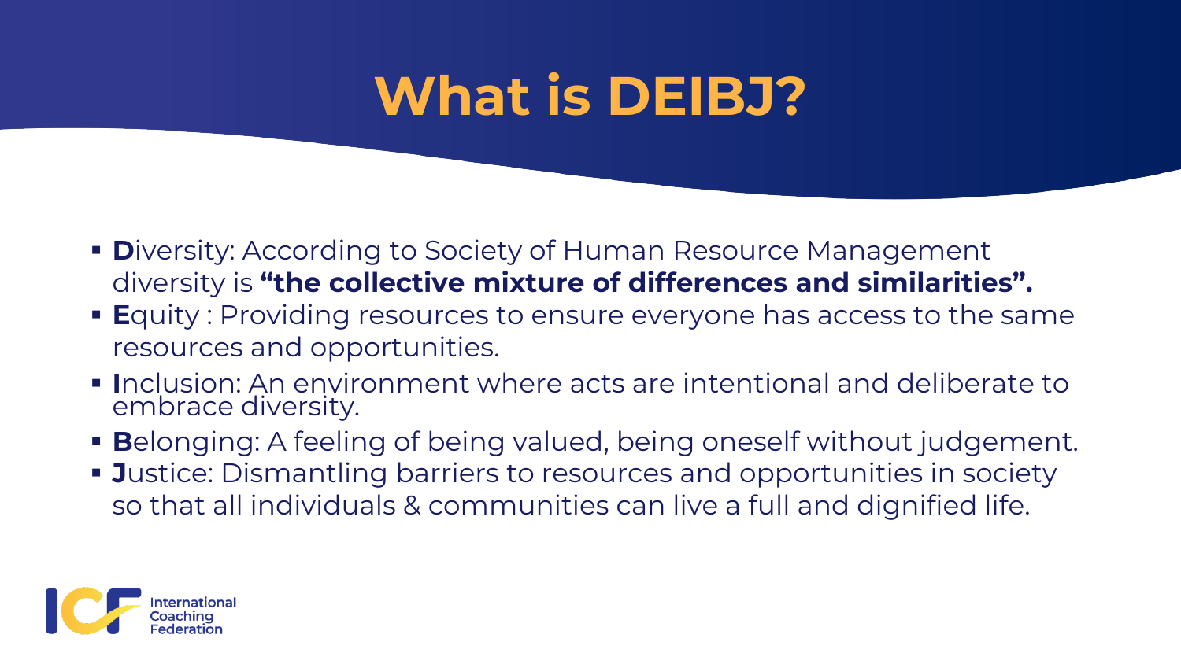# What is DEIBJ?

- **D**iversity: According to Society of Human Resource Management diversity is **"the collective mixture of differences and similarities".**
- **E**quity : Providing resources to ensure everyone has access to the same resources and opportunities.
- **I**nclusion: An environment where acts are intentional and deliberate to embrace diversity.
- **B**elonging: A feeling of being valued, being oneself without judgement.
- **J**ustice: Dismantling barriers to resources and opportunities in society so that all individuals & communities can live a full and dignified life.

International Coaching Federation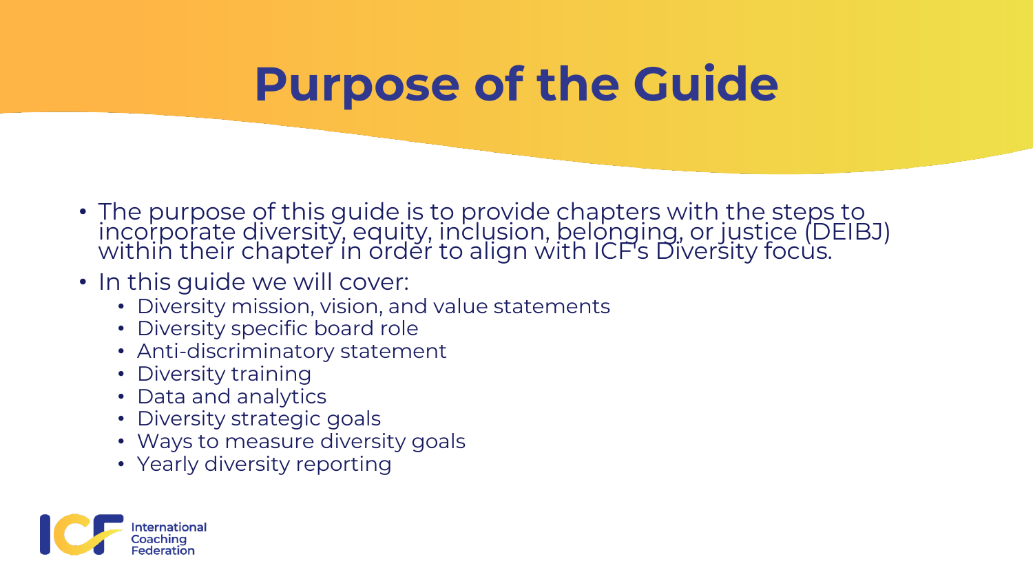# Purpose of the Guide

- The purpose of this guide is to provide chapters with the steps to incorporate diversity, equity, inclusion, belonging, or justice (DEIBJ) within their chapter in order to align with ICF's Diversity focus.
- In this guide we will cover:
  - Diversity mission, vision, and value statements
  - Diversity specific board role
  - Anti-discriminatory statement
  - Diversity training
  - Data and analytics
  - Diversity strategic goals
  - Ways to measure diversity goals
  - Yearly diversity reporting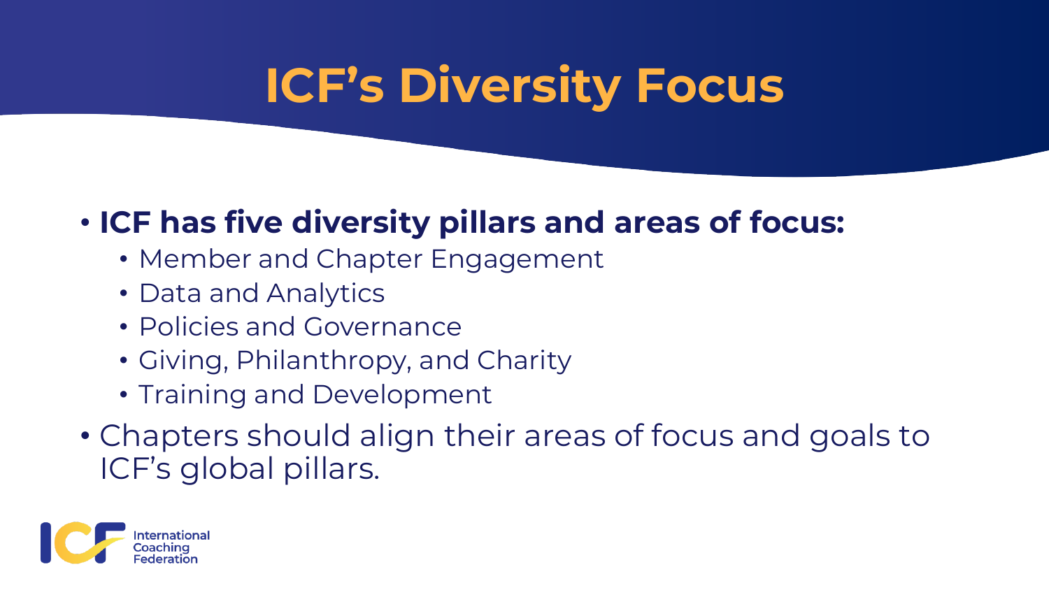# ICF's Diversity Focus

- **ICF has five diversity pillars and areas of focus:**
  - Member and Chapter Engagement
  - Data and Analytics
  - Policies and Governance
  - Giving, Philanthropy, and Charity
  - Training and Development
- Chapters should align their areas of focus and goals to ICF's global pillars.

International Coaching Federation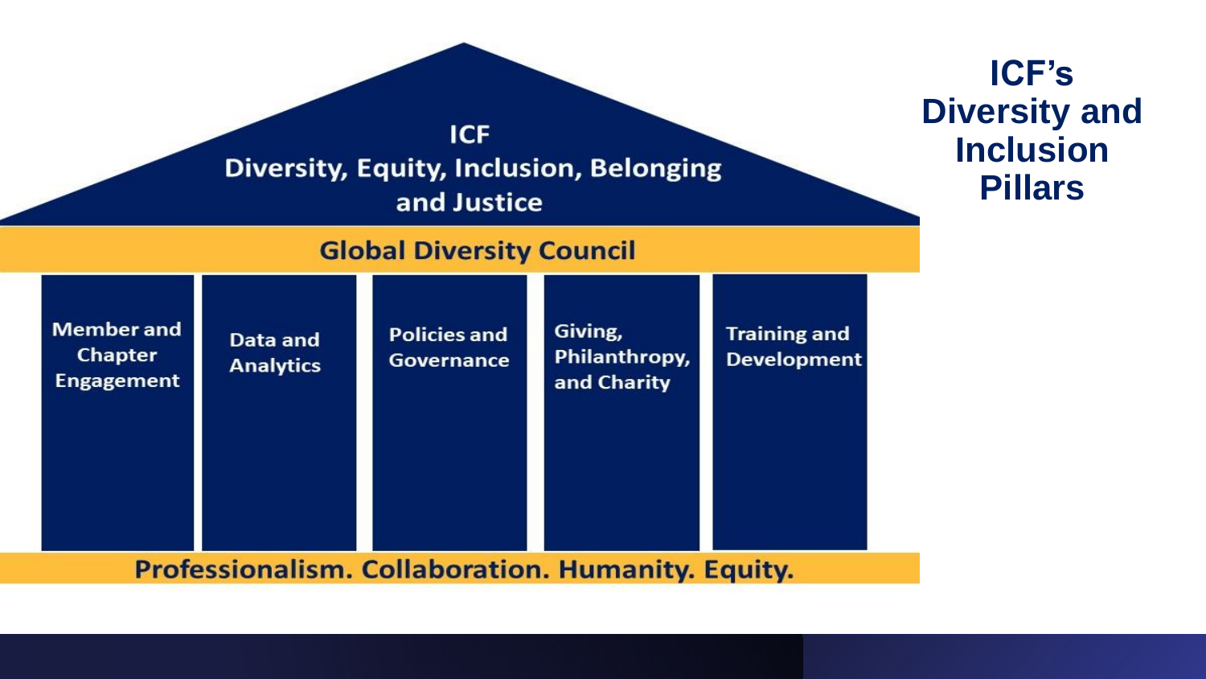# ICF's Diversity and Inclusion Pillars

## ICF Diversity, Equity, Inclusion, Belonging and Justice

### Global Diversity Council

| Member and Chapter Engagement | Data and Analytics | Policies and Governance | Giving, Philanthropy, and Charity | Training and Development |
|---|---|---|---|---|

**Professionalism. Collaboration. Humanity. Equity.**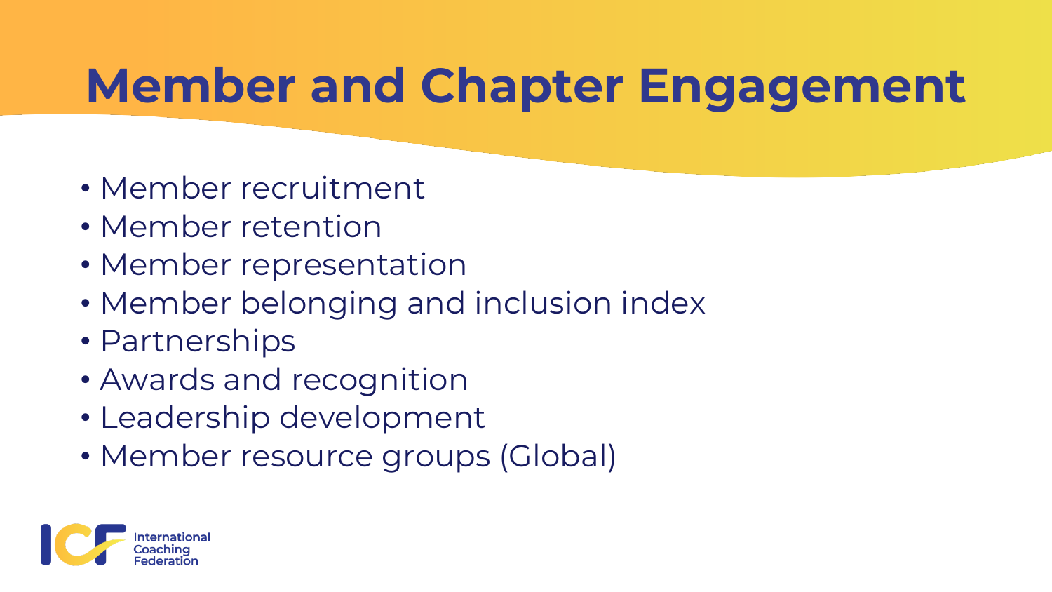# Member and Chapter Engagement

- Member recruitment
- Member retention
- Member representation
- Member belonging and inclusion index
- Partnerships
- Awards and recognition
- Leadership development
- Member resource groups (Global)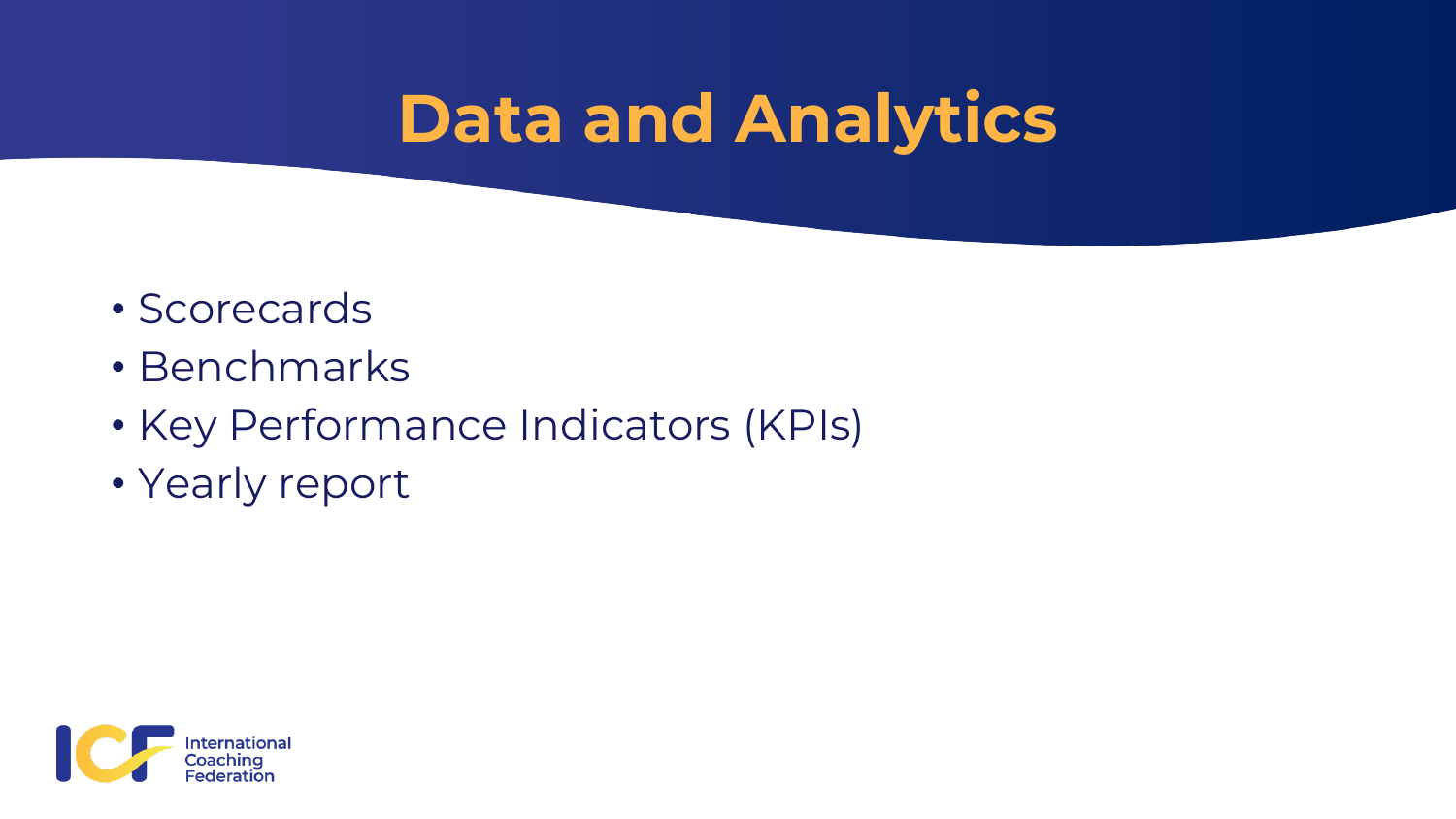# Data and Analytics

- Scorecards
- Benchmarks
- Key Performance Indicators (KPIs)
- Yearly report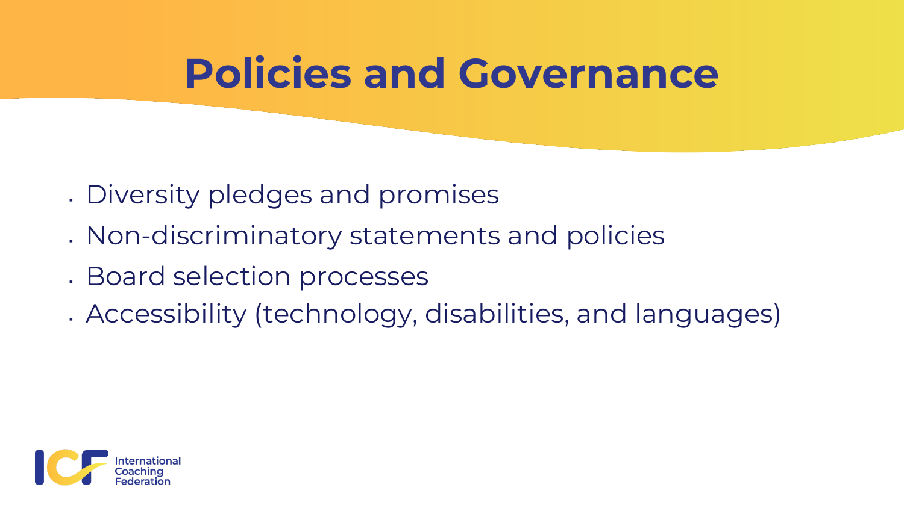# Policies and Governance

- Diversity pledges and promises
- Non-discriminatory statements and policies
- Board selection processes
- Accessibility (technology, disabilities, and languages)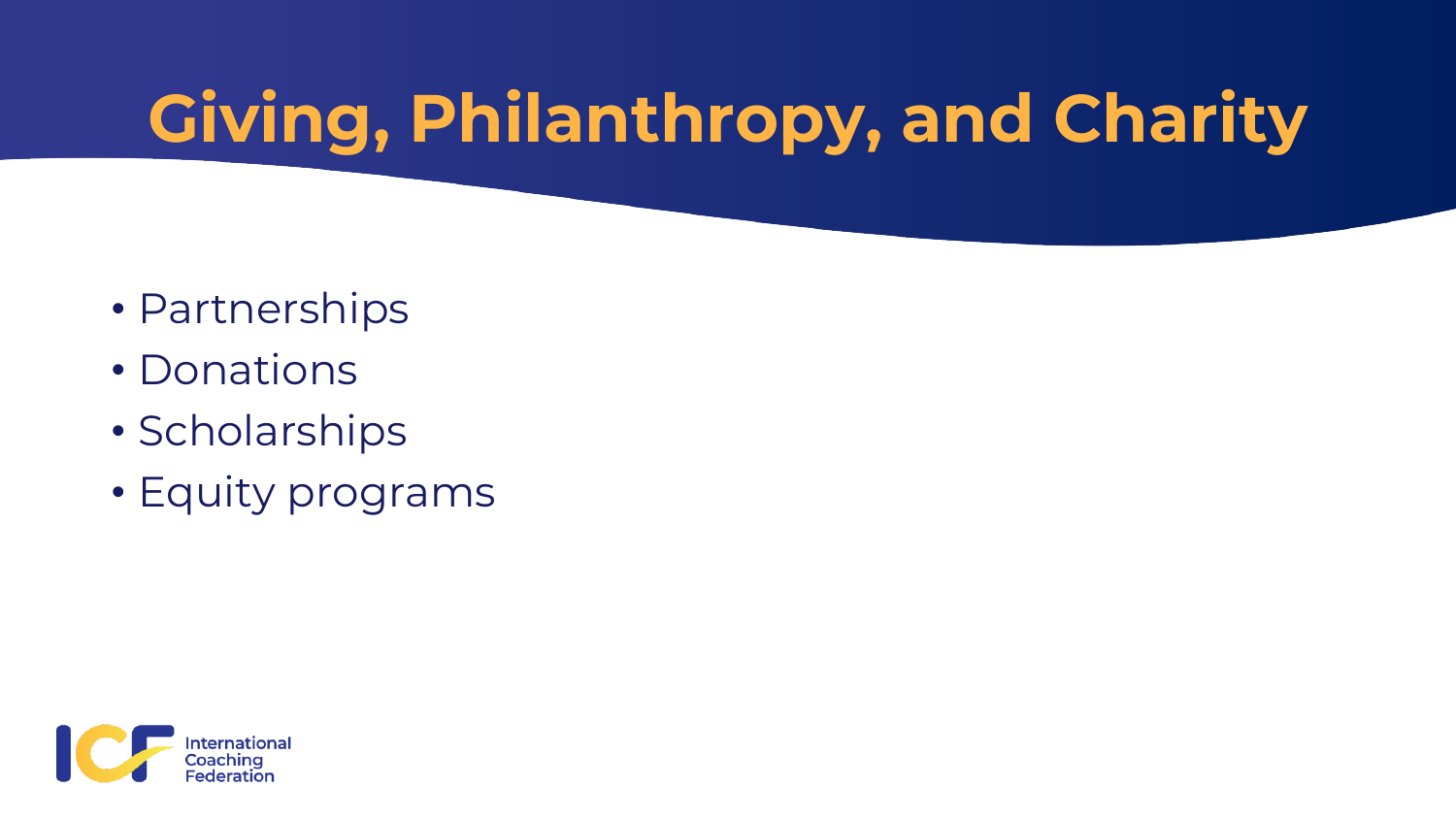# Giving, Philanthropy, and Charity

- Partnerships
- Donations
- Scholarships
- Equity programs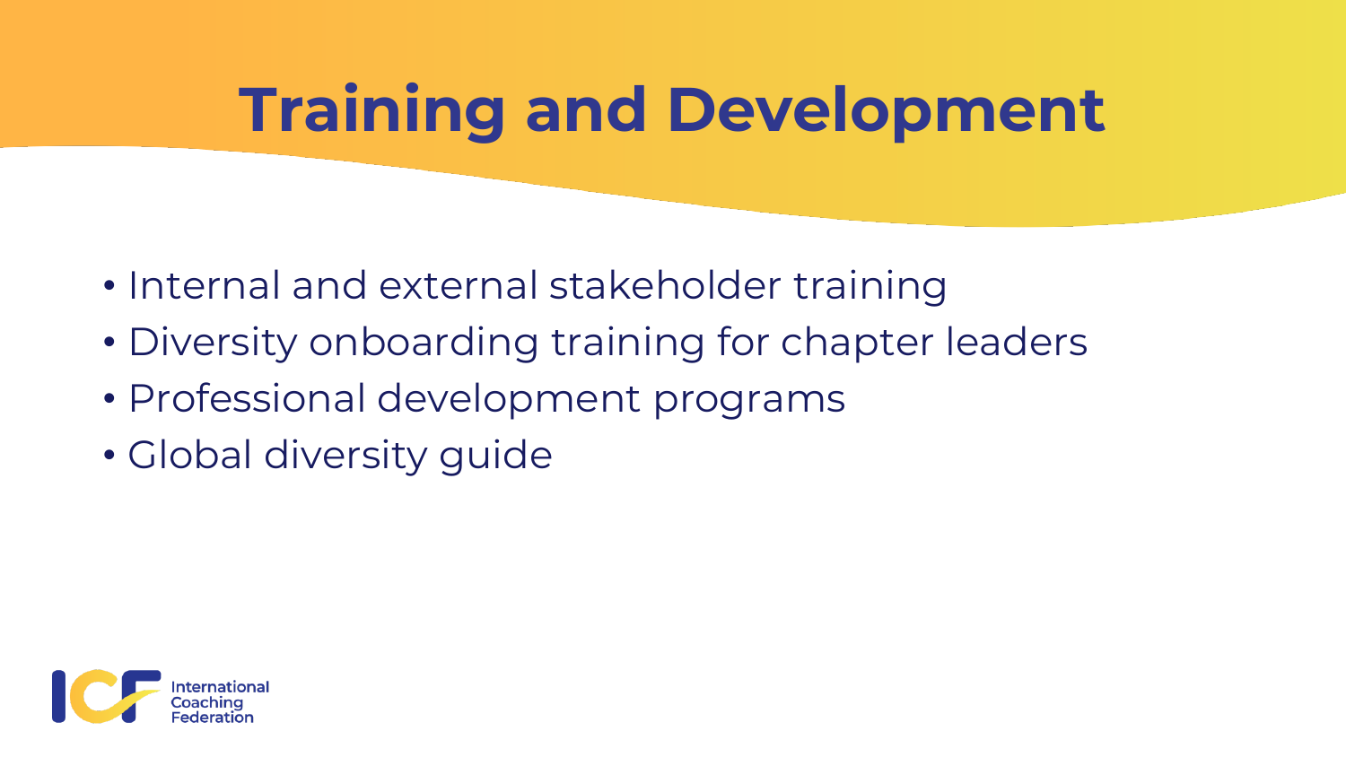# Training and Development

- Internal and external stakeholder training
- Diversity onboarding training for chapter leaders
- Professional development programs
- Global diversity guide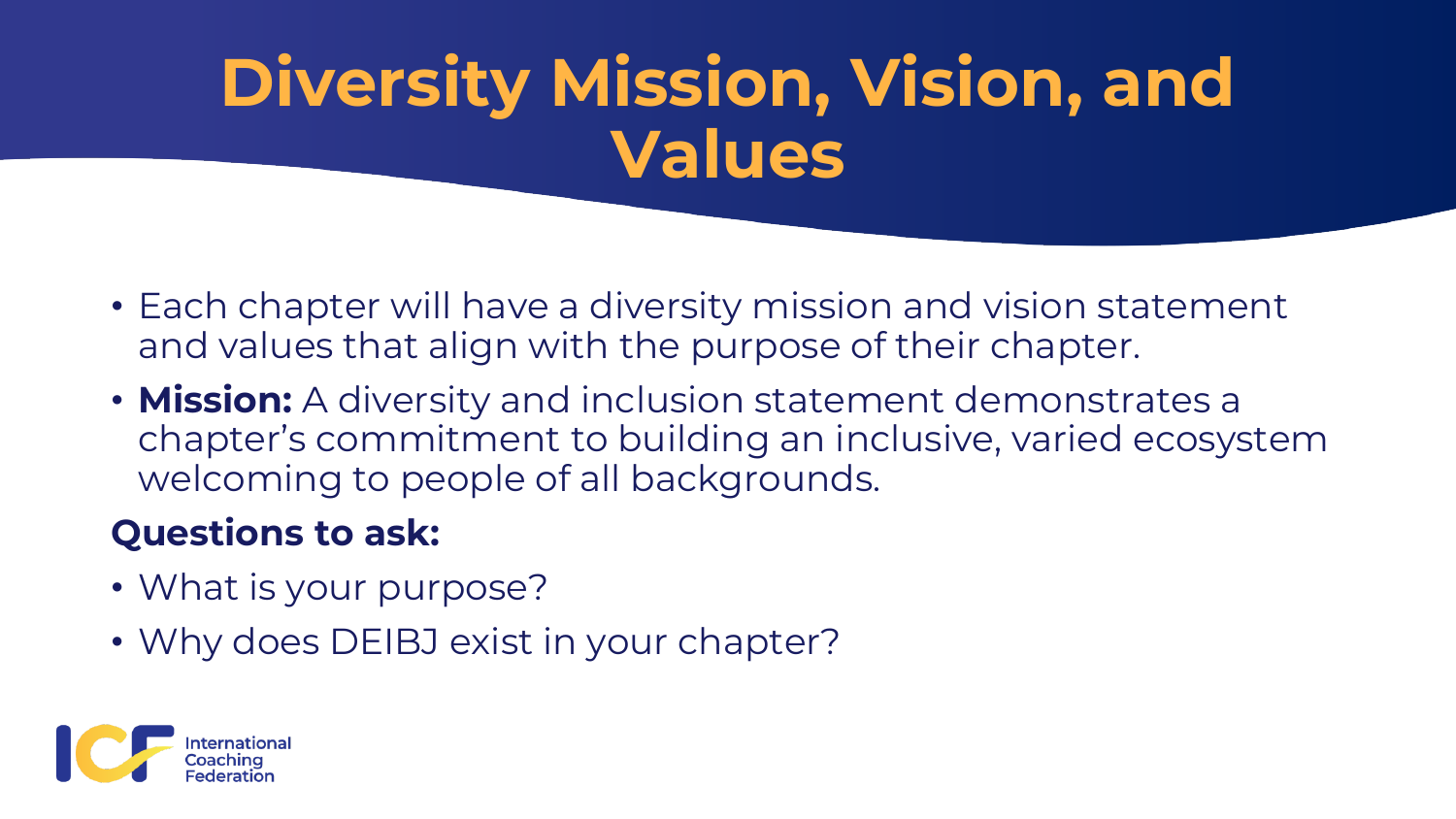# Diversity Mission, Vision, and Values

- Each chapter will have a diversity mission and vision statement and values that align with the purpose of their chapter.
- **Mission:** A diversity and inclusion statement demonstrates a chapter's commitment to building an inclusive, varied ecosystem welcoming to people of all backgrounds.

**Questions to ask:**

- What is your purpose?
- Why does DEIBJ exist in your chapter?

International Coaching Federation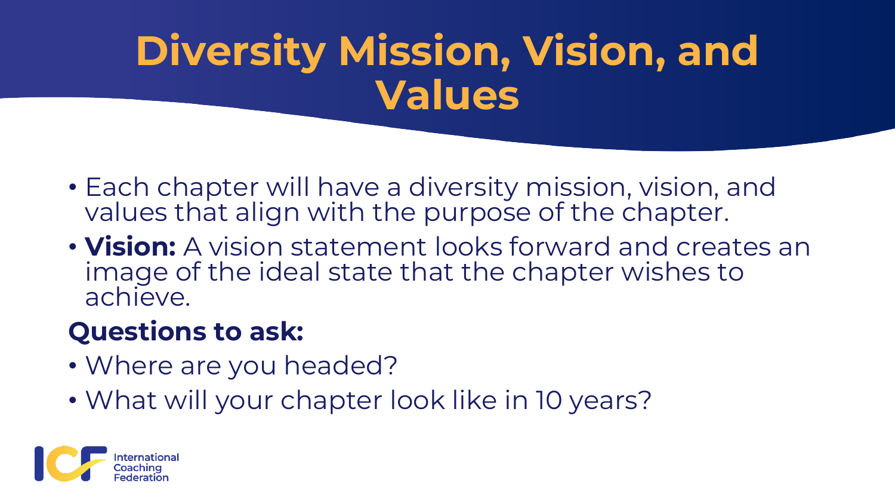# Diversity Mission, Vision, and Values

- Each chapter will have a diversity mission, vision, and values that align with the purpose of the chapter.
- **Vision:** A vision statement looks forward and creates an image of the ideal state that the chapter wishes to achieve.

**Questions to ask:**

- Where are you headed?
- What will your chapter look like in 10 years?

International Coaching Federation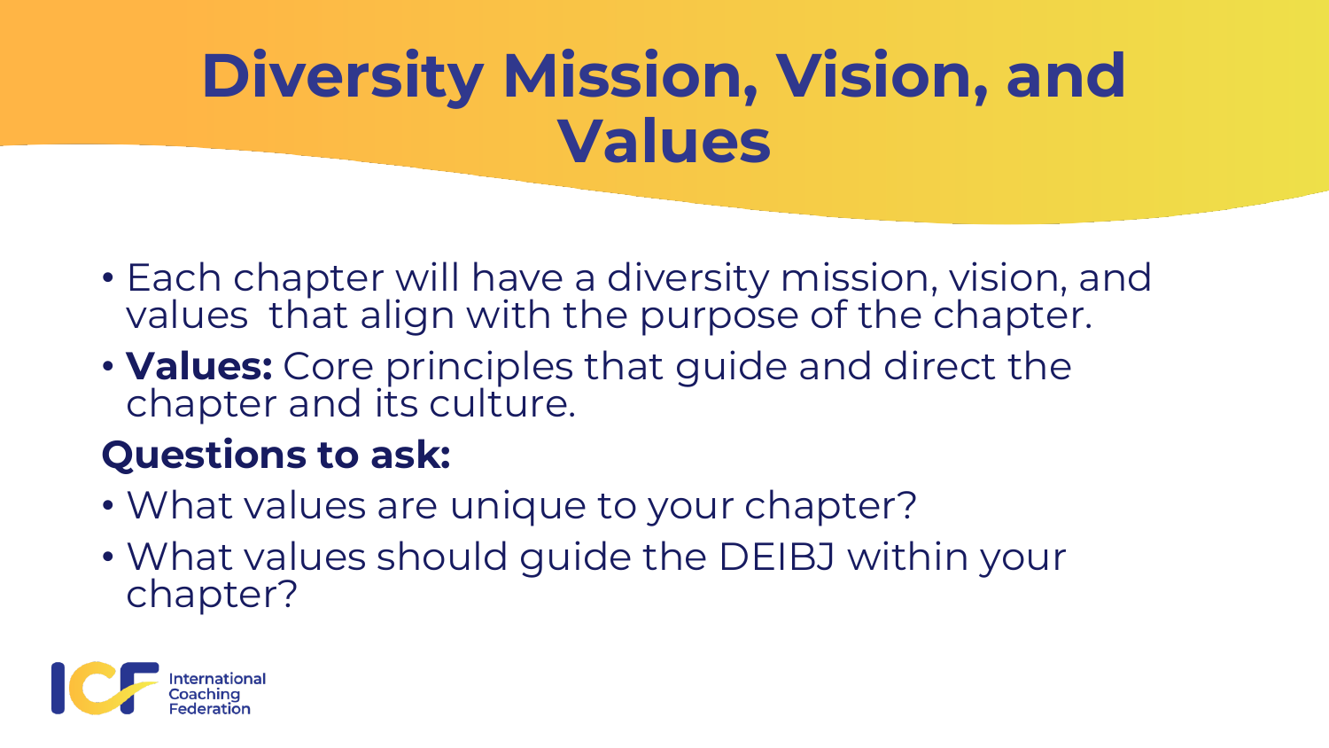# Diversity Mission, Vision, and Values

- Each chapter will have a diversity mission, vision, and values that align with the purpose of the chapter.
- **Values:** Core principles that guide and direct the chapter and its culture.

**Questions to ask:**

- What values are unique to your chapter?
- What values should guide the DEIBJ within your chapter?

International Coaching Federation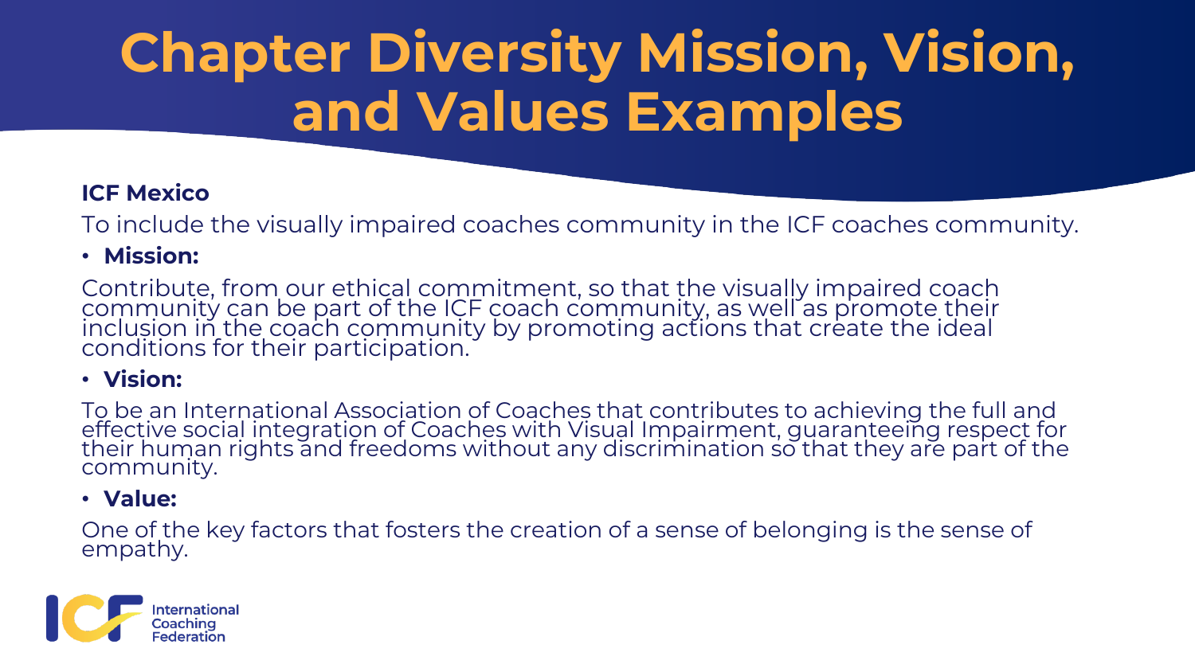# Chapter Diversity Mission, Vision, and Values Examples

**ICF Mexico**

To include the visually impaired coaches community in the ICF coaches community.

- **Mission:**

Contribute, from our ethical commitment, so that the visually impaired coach community can be part of the ICF coach community, as well as promote their inclusion in the coach community by promoting actions that create the ideal conditions for their participation.

- **Vision:**

To be an International Association of Coaches that contributes to achieving the full and effective social integration of Coaches with Visual Impairment, guaranteeing respect for their human rights and freedoms without any discrimination so that they are part of the community.

- **Value:**

One of the key factors that fosters the creation of a sense of belonging is the sense of empathy.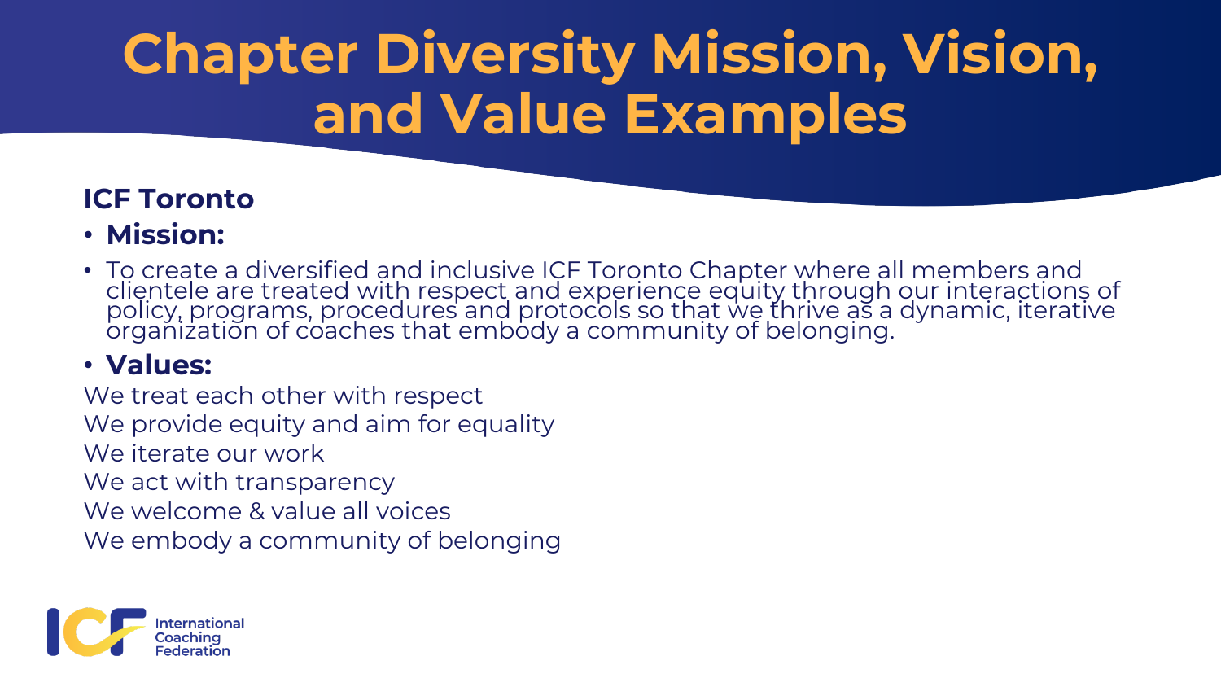# Chapter Diversity Mission, Vision, and Value Examples

**ICF Toronto**

- **Mission:**
- To create a diversified and inclusive ICF Toronto Chapter where all members and clientele are treated with respect and experience equity through our interactions of policy, programs, procedures and protocols so that we thrive as a dynamic, iterative organization of coaches that embody a community of belonging.

- **Values:**

We treat each other with respect
We provide equity and aim for equality
We iterate our work
We act with transparency
We welcome & value all voices
We embody a community of belonging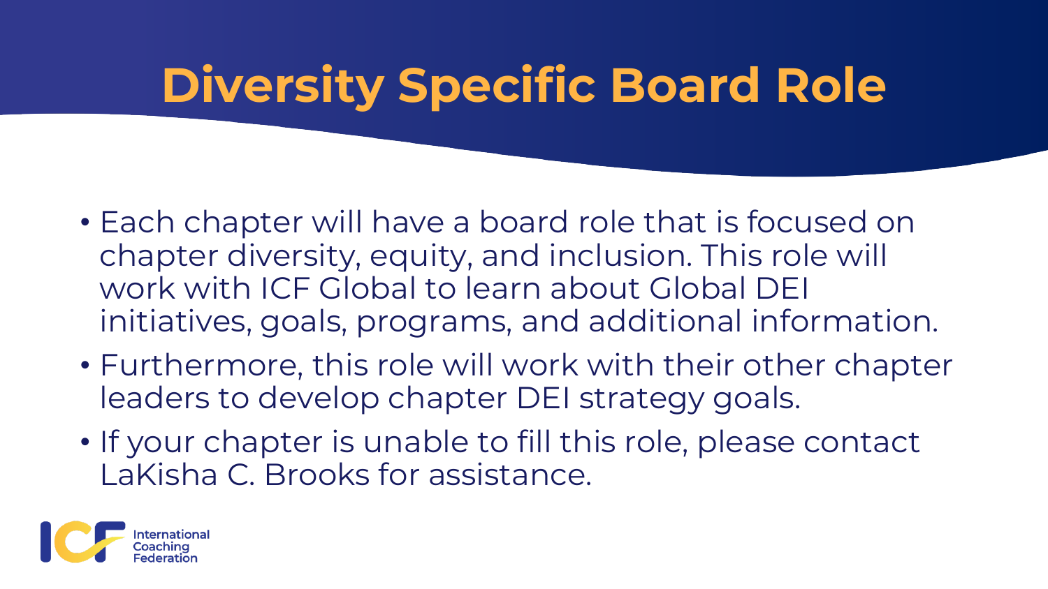# Diversity Specific Board Role

- Each chapter will have a board role that is focused on chapter diversity, equity, and inclusion. This role will work with ICF Global to learn about Global DEI initiatives, goals, programs, and additional information.
- Furthermore, this role will work with their other chapter leaders to develop chapter DEI strategy goals.
- If your chapter is unable to fill this role, please contact LaKisha C. Brooks for assistance.

ICF International Coaching Federation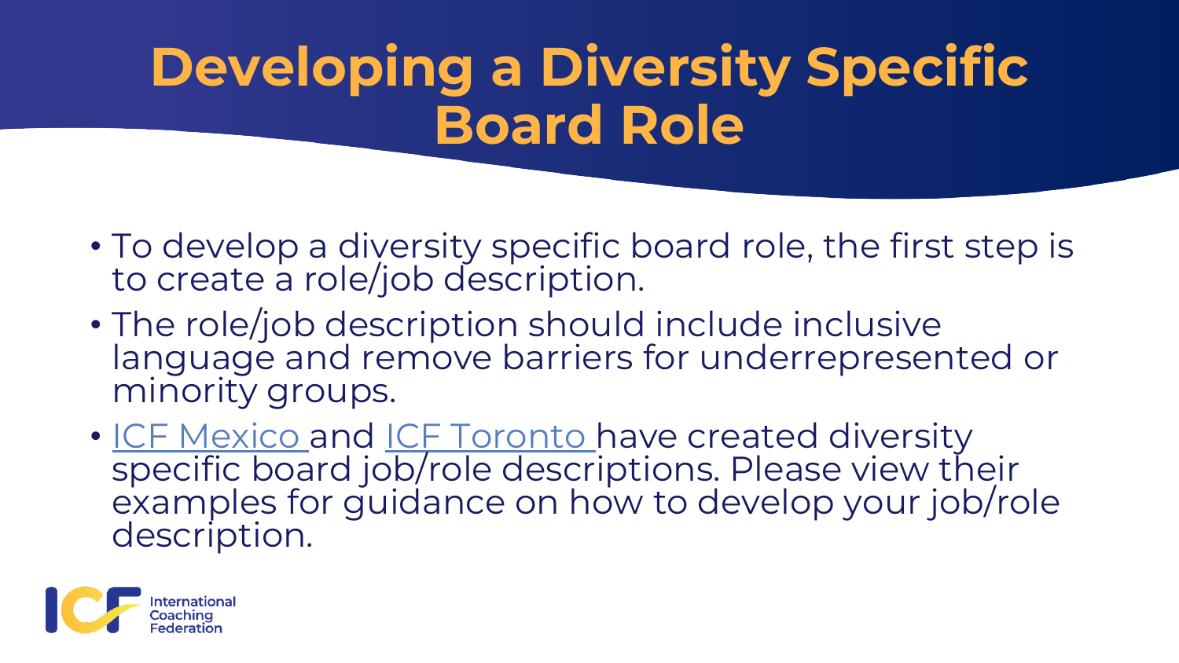# Developing a Diversity Specific Board Role

- To develop a diversity specific board role, the first step is to create a role/job description.
- The role/job description should include inclusive language and remove barriers for underrepresented or minority groups.
- ICF Mexico and ICF Toronto have created diversity specific board job/role descriptions. Please view their examples for guidance on how to develop your job/role description.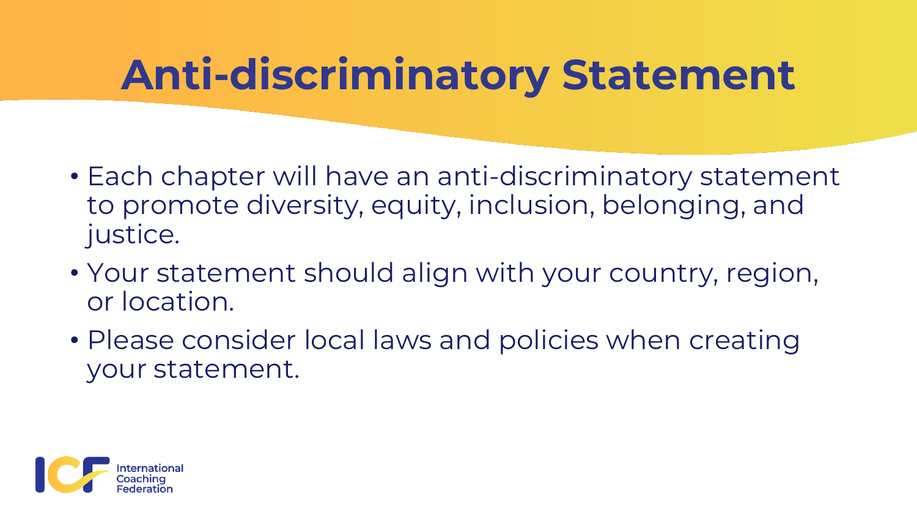# Anti-discriminatory Statement

- Each chapter will have an anti-discriminatory statement to promote diversity, equity, inclusion, belonging, and justice.
- Your statement should align with your country, region, or location.
- Please consider local laws and policies when creating your statement.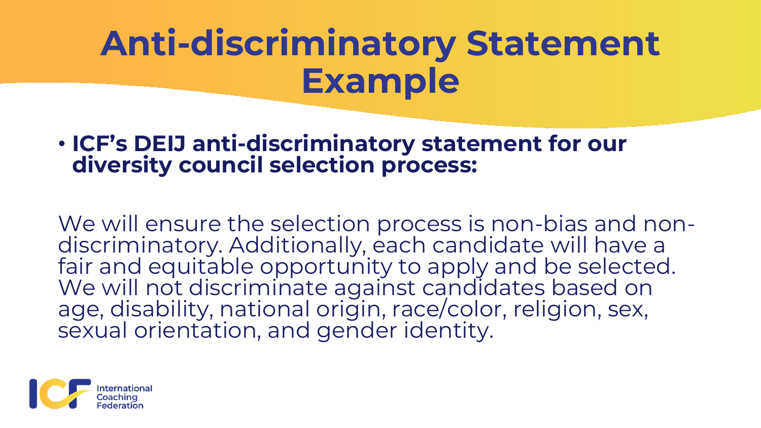# Anti-discriminatory Statement Example

- **ICF's DEIJ anti-discriminatory statement for our diversity council selection process:**

We will ensure the selection process is non-bias and non-discriminatory. Additionally, each candidate will have a fair and equitable opportunity to apply and be selected. We will not discriminate against candidates based on age, disability, national origin, race/color, religion, sex, sexual orientation, and gender identity.

ICF International Coaching Federation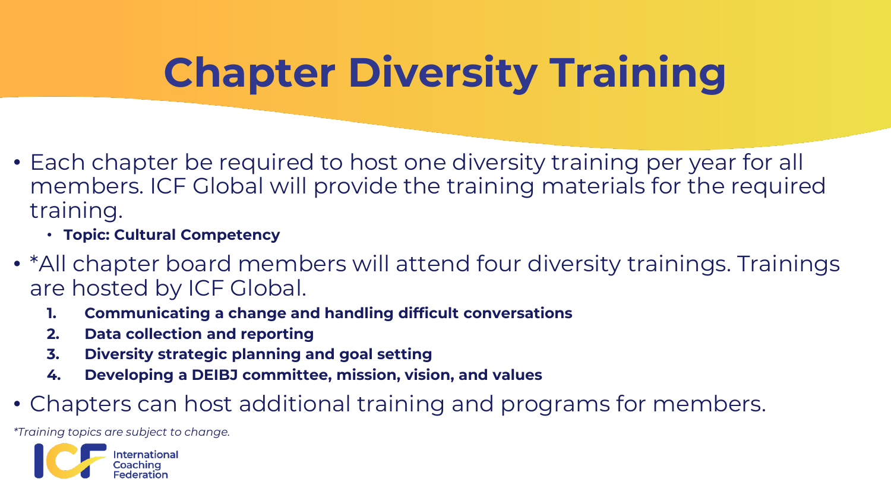# Chapter Diversity Training

- Each chapter be required to host one diversity training per year for all members. ICF Global will provide the training materials for the required training.
  - **Topic: Cultural Competency**
- *All chapter board members will attend four diversity trainings. Trainings are hosted by ICF Global.
  1. **Communicating a change and handling difficult conversations**
  2. **Data collection and reporting**
  3. **Diversity strategic planning and goal setting**
  4. **Developing a DEIBJ committee, mission, vision, and values**
- Chapters can host additional training and programs for members.

*\*Training topics are subject to change.*

International Coaching Federation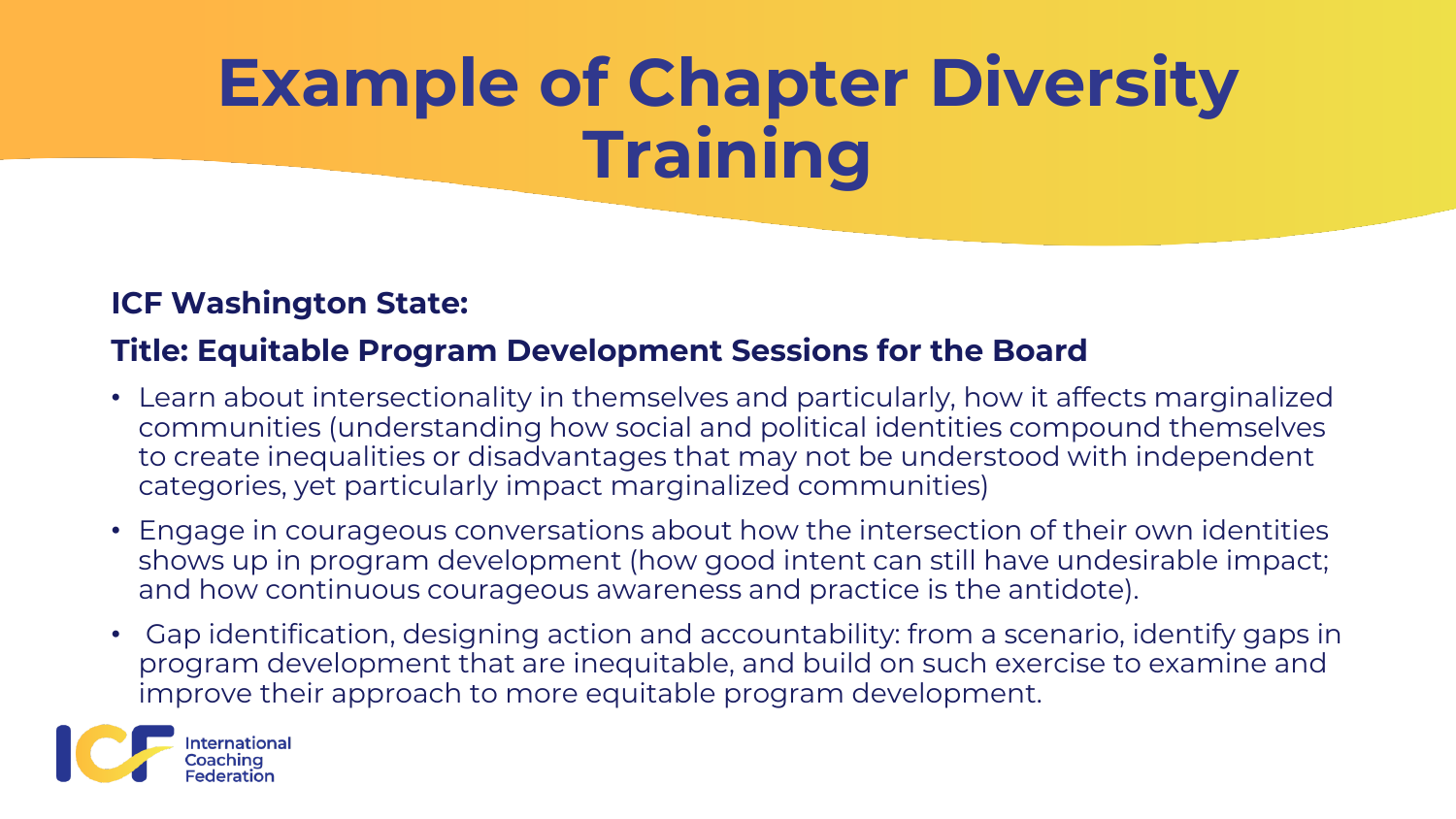# Example of Chapter Diversity Training

**ICF Washington State:**

**Title: Equitable Program Development Sessions for the Board**

- Learn about intersectionality in themselves and particularly, how it affects marginalized communities (understanding how social and political identities compound themselves to create inequalities or disadvantages that may not be understood with independent categories, yet particularly impact marginalized communities)
- Engage in courageous conversations about how the intersection of their own identities shows up in program development (how good intent can still have undesirable impact; and how continuous courageous awareness and practice is the antidote).
- Gap identification, designing action and accountability: from a scenario, identify gaps in program development that are inequitable, and build on such exercise to examine and improve their approach to more equitable program development.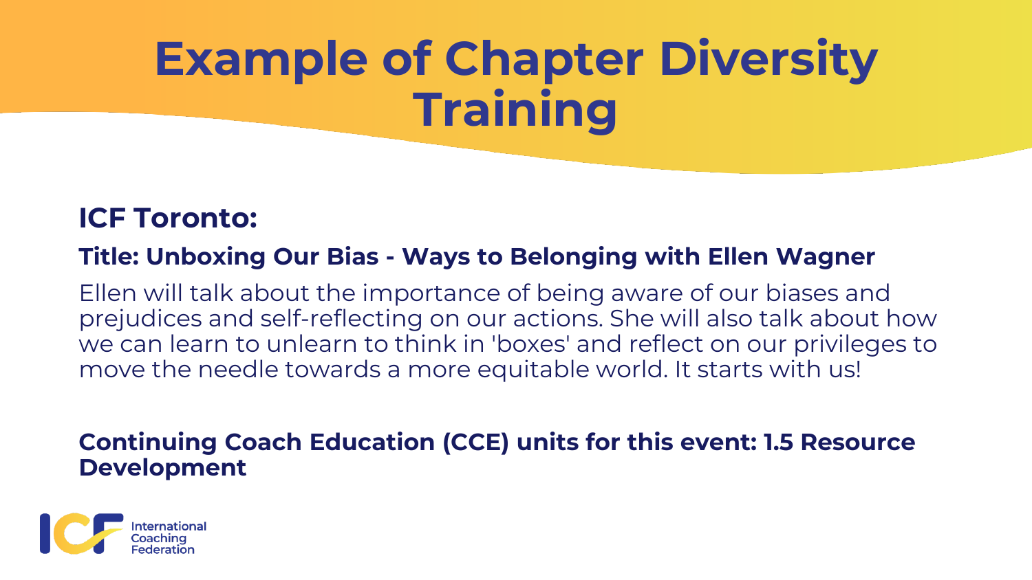# Example of Chapter Diversity Training

## ICF Toronto:

### Title: Unboxing Our Bias - Ways to Belonging with Ellen Wagner

Ellen will talk about the importance of being aware of our biases and prejudices and self-reflecting on our actions. She will also talk about how we can learn to unlearn to think in 'boxes' and reflect on our privileges to move the needle towards a more equitable world. It starts with us!

**Continuing Coach Education (CCE) units for this event: 1.5 Resource Development**

International Coaching Federation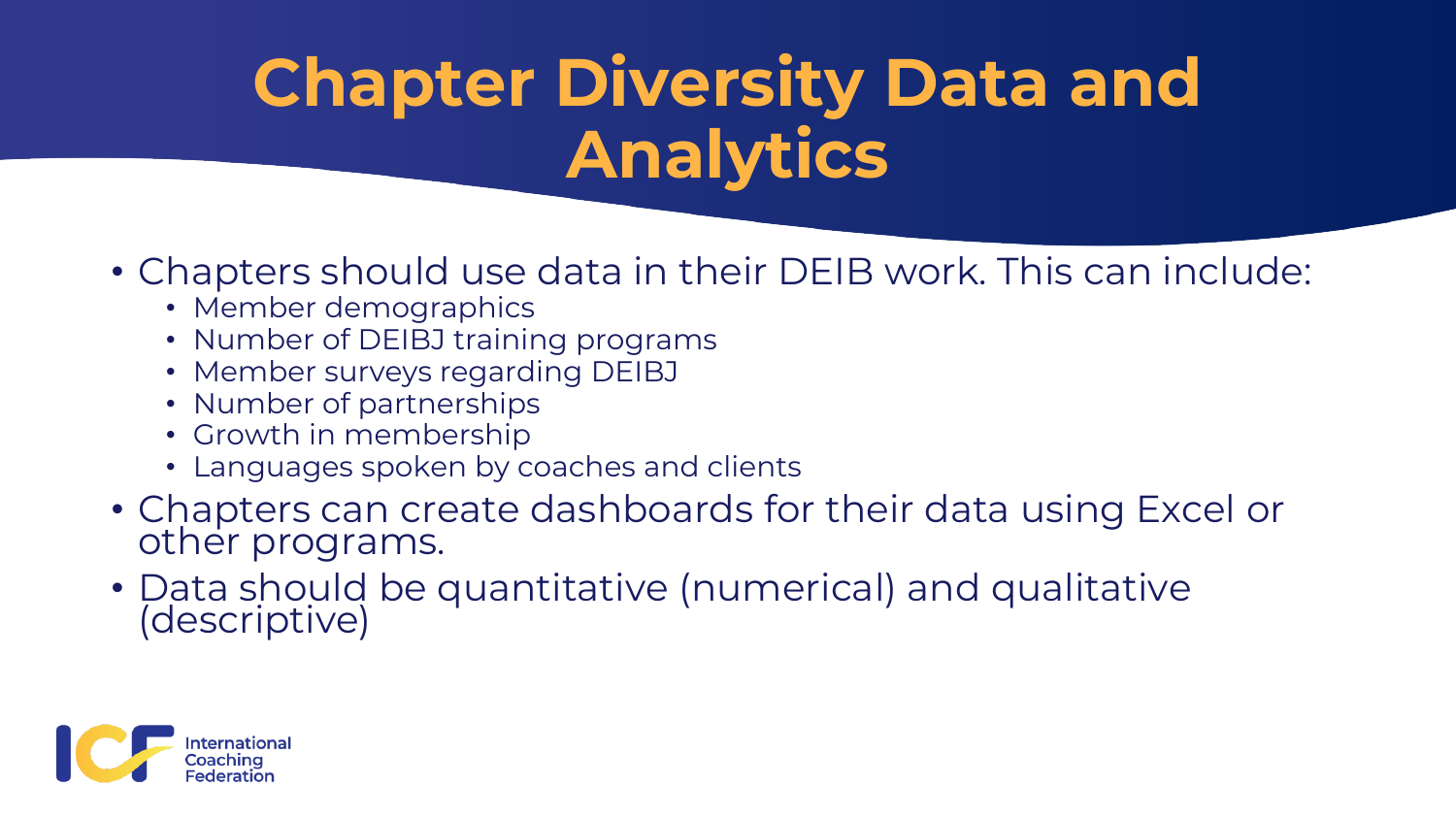# Chapter Diversity Data and Analytics

- Chapters should use data in their DEIB work. This can include:
  - Member demographics
  - Number of DEIBJ training programs
  - Member surveys regarding DEIBJ
  - Number of partnerships
  - Growth in membership
  - Languages spoken by coaches and clients
- Chapters can create dashboards for their data using Excel or other programs.
- Data should be quantitative (numerical) and qualitative (descriptive)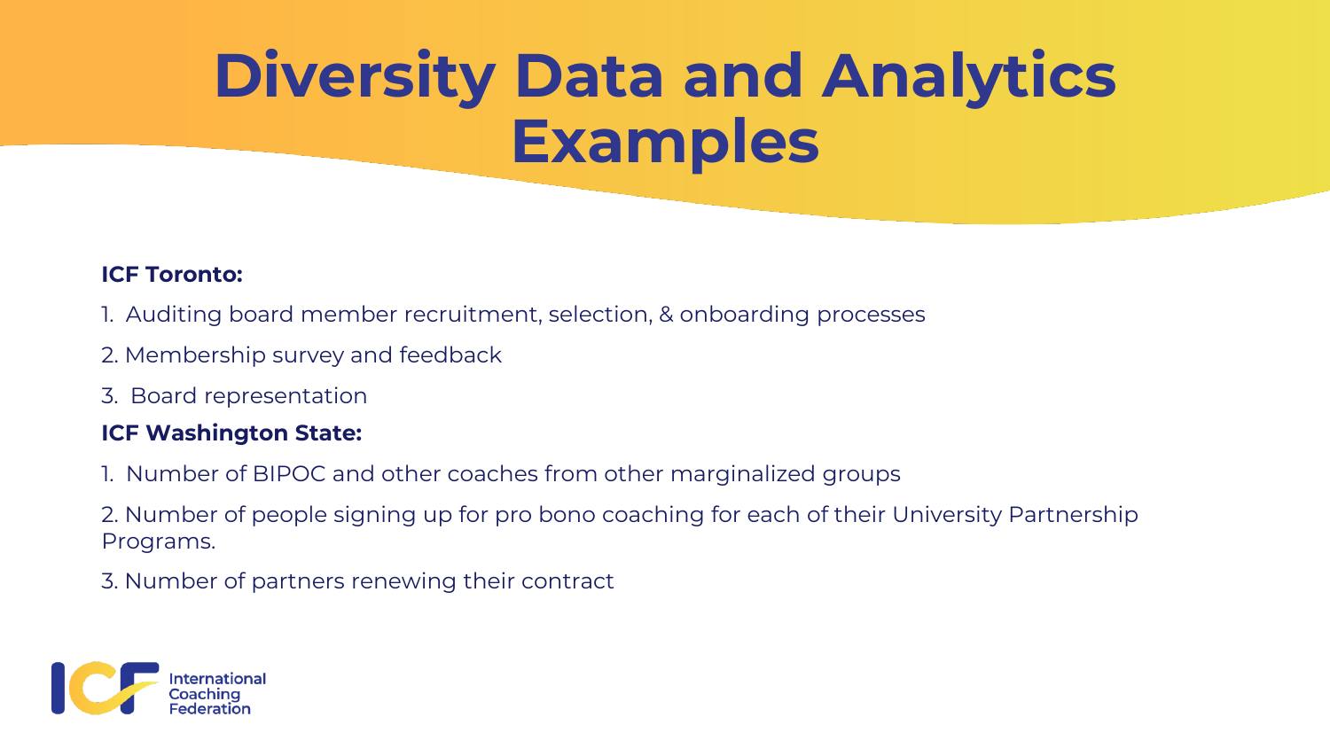# Diversity Data and Analytics Examples

**ICF Toronto:**

1. Auditing board member recruitment, selection, & onboarding processes
2. Membership survey and feedback
3. Board representation

**ICF Washington State:**

1. Number of BIPOC and other coaches from other marginalized groups
2. Number of people signing up for pro bono coaching for each of their University Partnership Programs.
3. Number of partners renewing their contract

International Coaching Federation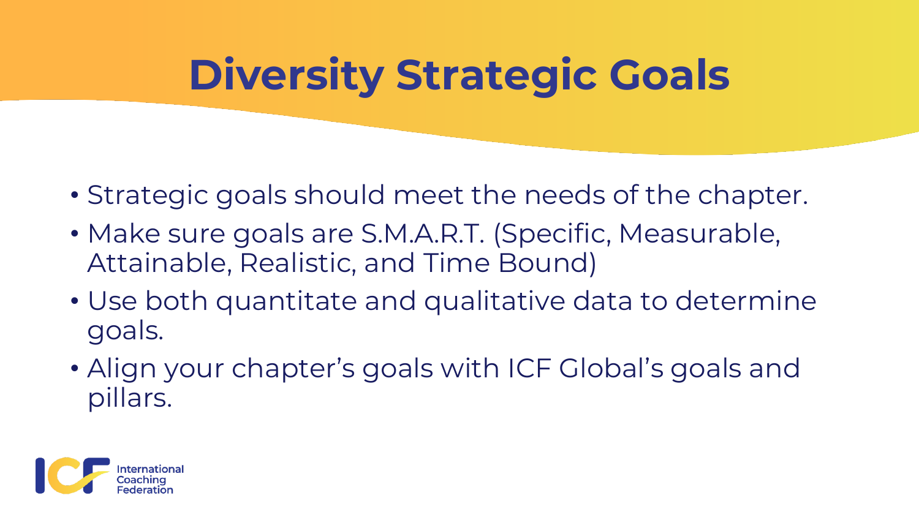# Diversity Strategic Goals

- Strategic goals should meet the needs of the chapter.
- Make sure goals are S.M.A.R.T. (Specific, Measurable, Attainable, Realistic, and Time Bound)
- Use both quantitate and qualitative data to determine goals.
- Align your chapter's goals with ICF Global's goals and pillars.

ICF International Coaching Federation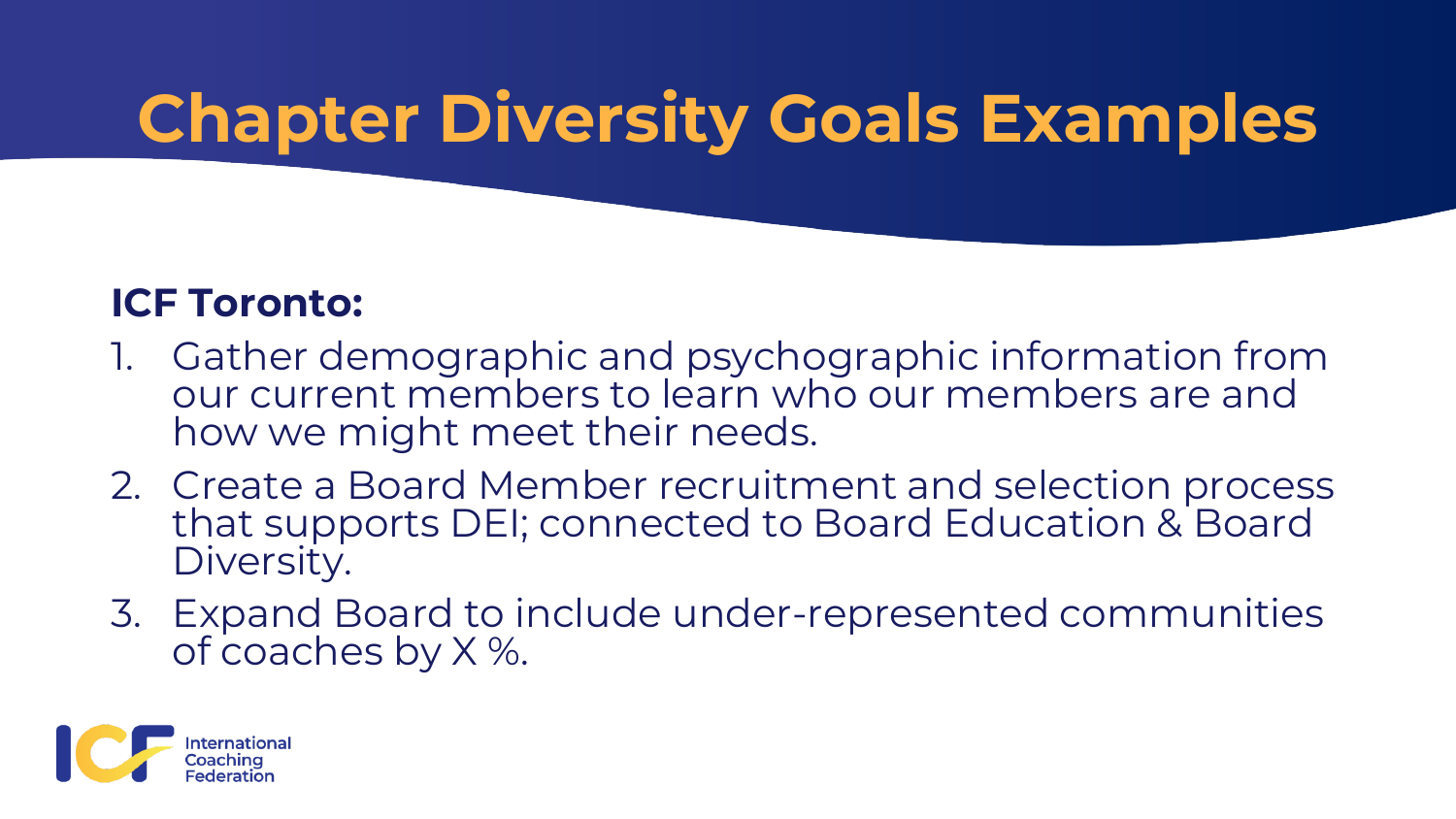# Chapter Diversity Goals Examples

**ICF Toronto:**

1. Gather demographic and psychographic information from our current members to learn who our members are and how we might meet their needs.
2. Create a Board Member recruitment and selection process that supports DEI; connected to Board Education & Board Diversity.
3. Expand Board to include under-represented communities of coaches by X %.

International Coaching Federation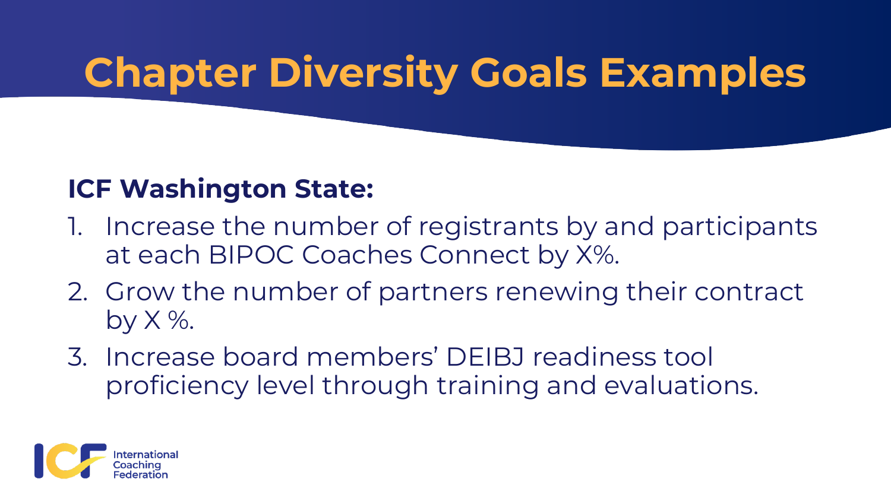# Chapter Diversity Goals Examples

**ICF Washington State:**

1. Increase the number of registrants by and participants at each BIPOC Coaches Connect by X%.
2. Grow the number of partners renewing their contract by X %.
3. Increase board members' DEIBJ readiness tool proficiency level through training and evaluations.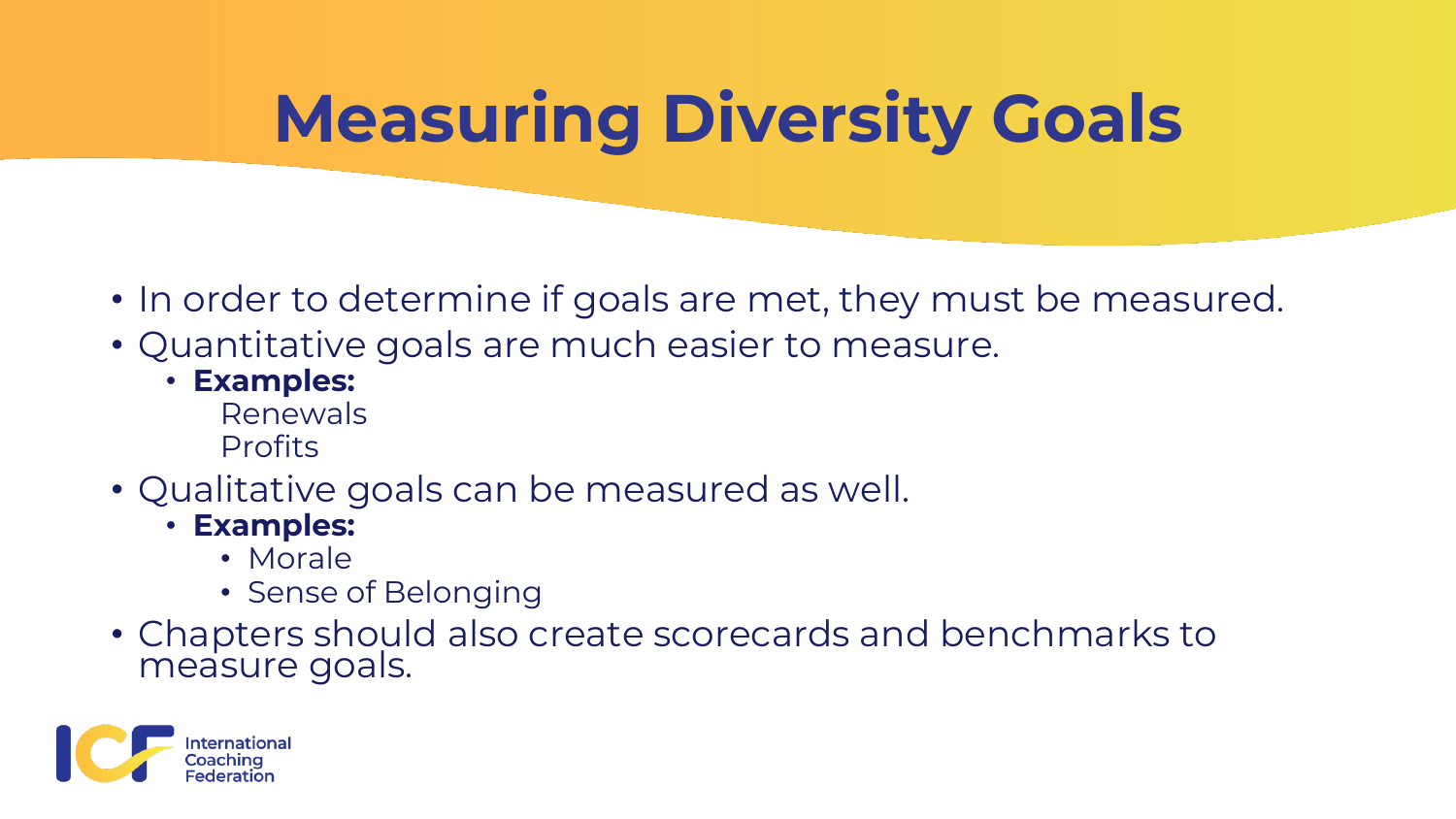# Measuring Diversity Goals

- In order to determine if goals are met, they must be measured.
- Quantitative goals are much easier to measure.
  - **Examples:**
    Renewals
    Profits
- Qualitative goals can be measured as well.
  - **Examples:**
    - Morale
    - Sense of Belonging
- Chapters should also create scorecards and benchmarks to measure goals.

International Coaching Federation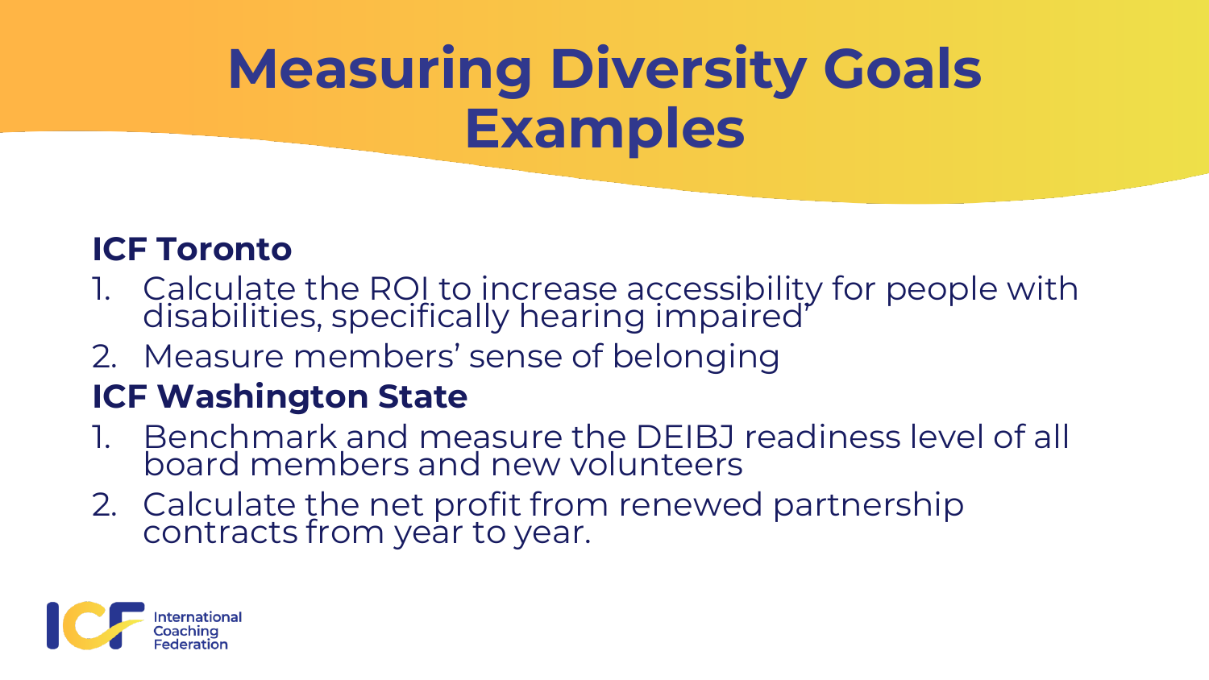# Measuring Diversity Goals Examples

**ICF Toronto**

1. Calculate the ROI to increase accessibility for people with disabilities, specifically hearing impaired'
2. Measure members' sense of belonging

**ICF Washington State**

1. Benchmark and measure the DEIBJ readiness level of all board members and new volunteers
2. Calculate the net profit from renewed partnership contracts from year to year.

International Coaching Federation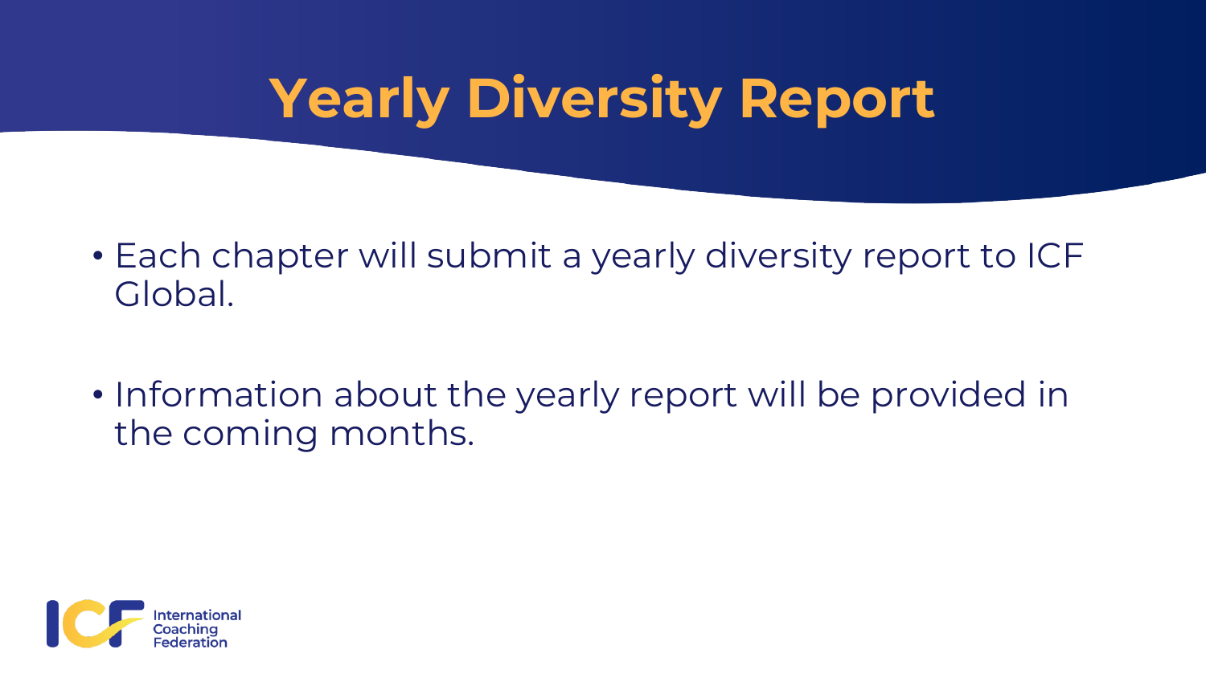# Yearly Diversity Report

- Each chapter will submit a yearly diversity report to ICF Global.
- Information about the yearly report will be provided in the coming months.

International Coaching Federation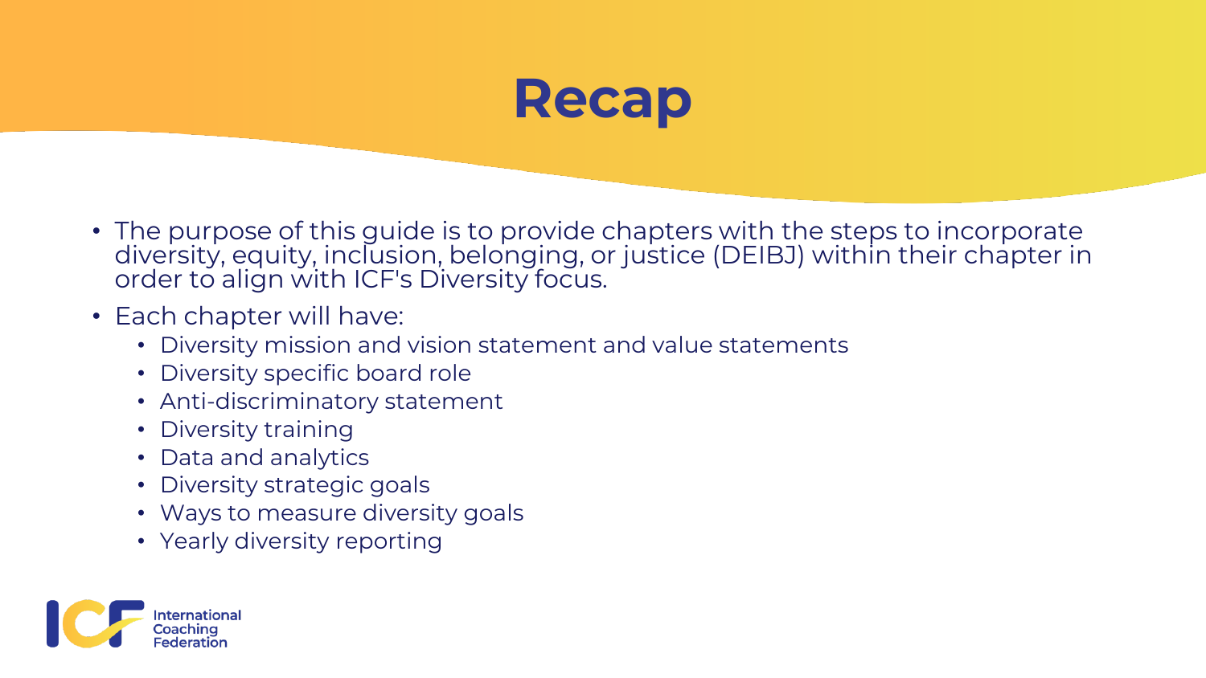# Recap

- The purpose of this guide is to provide chapters with the steps to incorporate diversity, equity, inclusion, belonging, or justice (DEIBJ) within their chapter in order to align with ICF's Diversity focus.
- Each chapter will have:
  - Diversity mission and vision statement and value statements
  - Diversity specific board role
  - Anti-discriminatory statement
  - Diversity training
  - Data and analytics
  - Diversity strategic goals
  - Ways to measure diversity goals
  - Yearly diversity reporting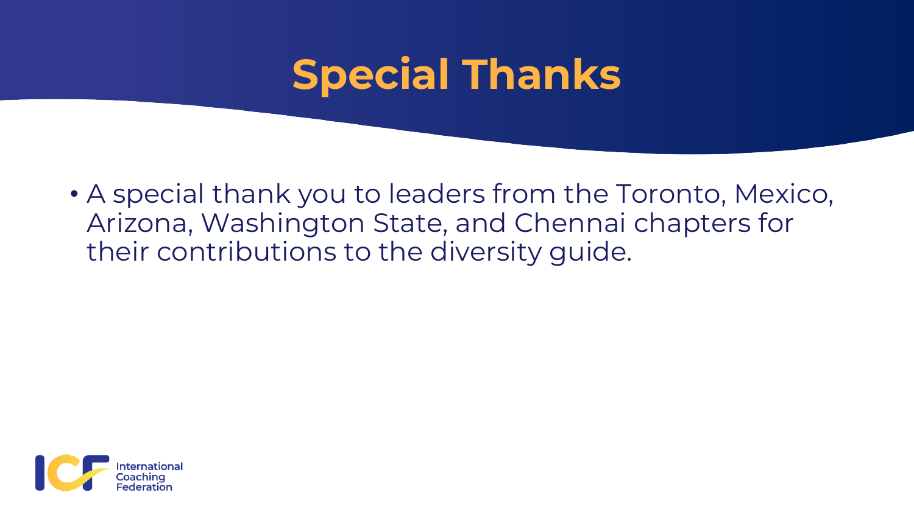# Special Thanks

- A special thank you to leaders from the Toronto, Mexico, Arizona, Washington State, and Chennai chapters for their contributions to the diversity guide.

International Coaching Federation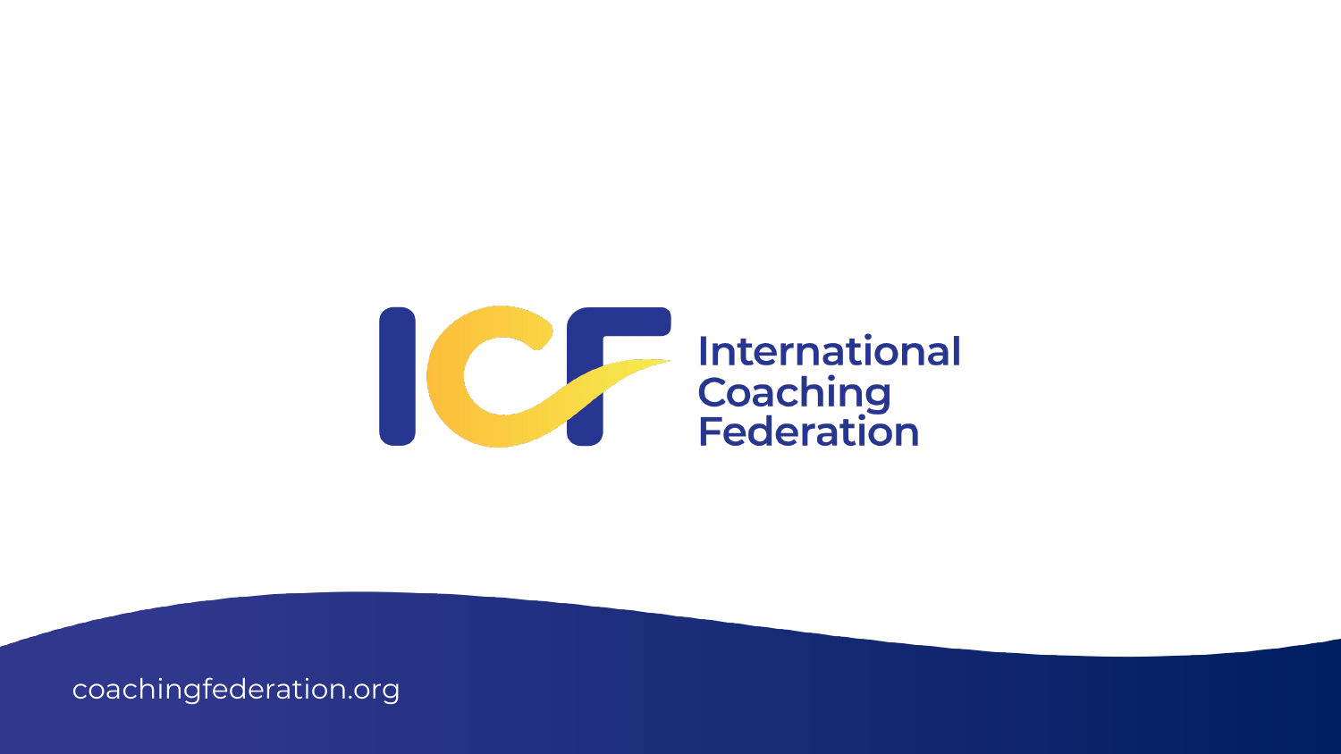International Coaching Federation

coachingfederation.org